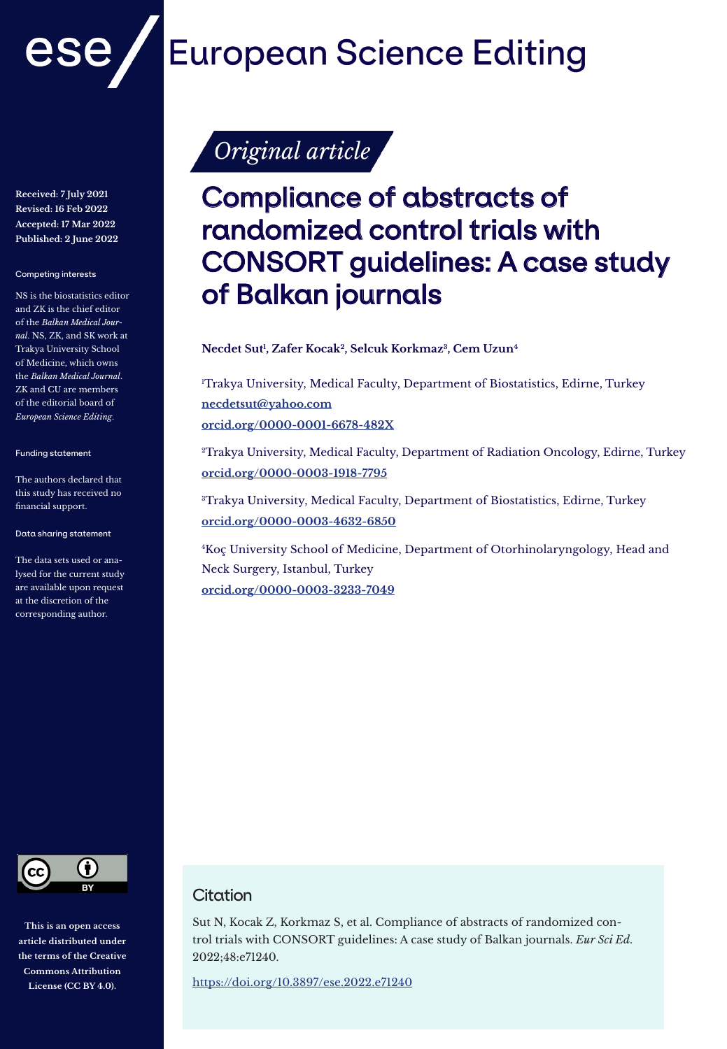# European Science Editing

*Original article*

# Compliance of abstracts of randomized control trials with CONSORT guidelines: A case study of Balkan journals

**Necdet Sut[1], Zafer Kocak[2], Selcuk Korkmaz[3], Cem Uzun[4]**

[1]Trakya University, Medical Faculty, Department of Biostatistics, Edirne, Turkey
necdetsut@yahoo.com
orcid.org/0000-0001-6678-482X

[2]Trakya University, Medical Faculty, Department of Radiation Oncology, Edirne, Turkey
orcid.org/0000-0003-1918-7795

[3]Trakya University, Medical Faculty, Department of Biostatistics, Edirne, Turkey
orcid.org/0000-0003-4632-6850

[4]Koç University School of Medicine, Department of Otorhinolaryngology, Head and Neck Surgery, Istanbul, Turkey
orcid.org/0000-0003-3233-7049

**Received: 7 July 2021**
**Revised: 16 Feb 2022**
**Accepted: 17 Mar 2022**
**Published: 2 June 2022**

Competing interests

NS is the biostatistics editor and ZK is the chief editor of the *Balkan Medical Journal*. NS, ZK, and SK work at Trakya University School of Medicine, which owns the *Balkan Medical Journal*. ZK and CU are members of the editorial board of *European Science Editing*.

Funding statement

The authors declared that this study has received no financial support.

Data sharing statement

The data sets used or analysed for the current study are available upon request at the discretion of the corresponding author.

**This is an open access article distributed under the terms of the Creative Commons Attribution License (CC BY 4.0).**

## Citation

Sut N, Kocak Z, Korkmaz S, et al. Compliance of abstracts of randomized control trials with CONSORT guidelines: A case study of Balkan journals. *Eur Sci Ed.* 2022;48:e71240.

https://doi.org/10.3897/ese.2022.e71240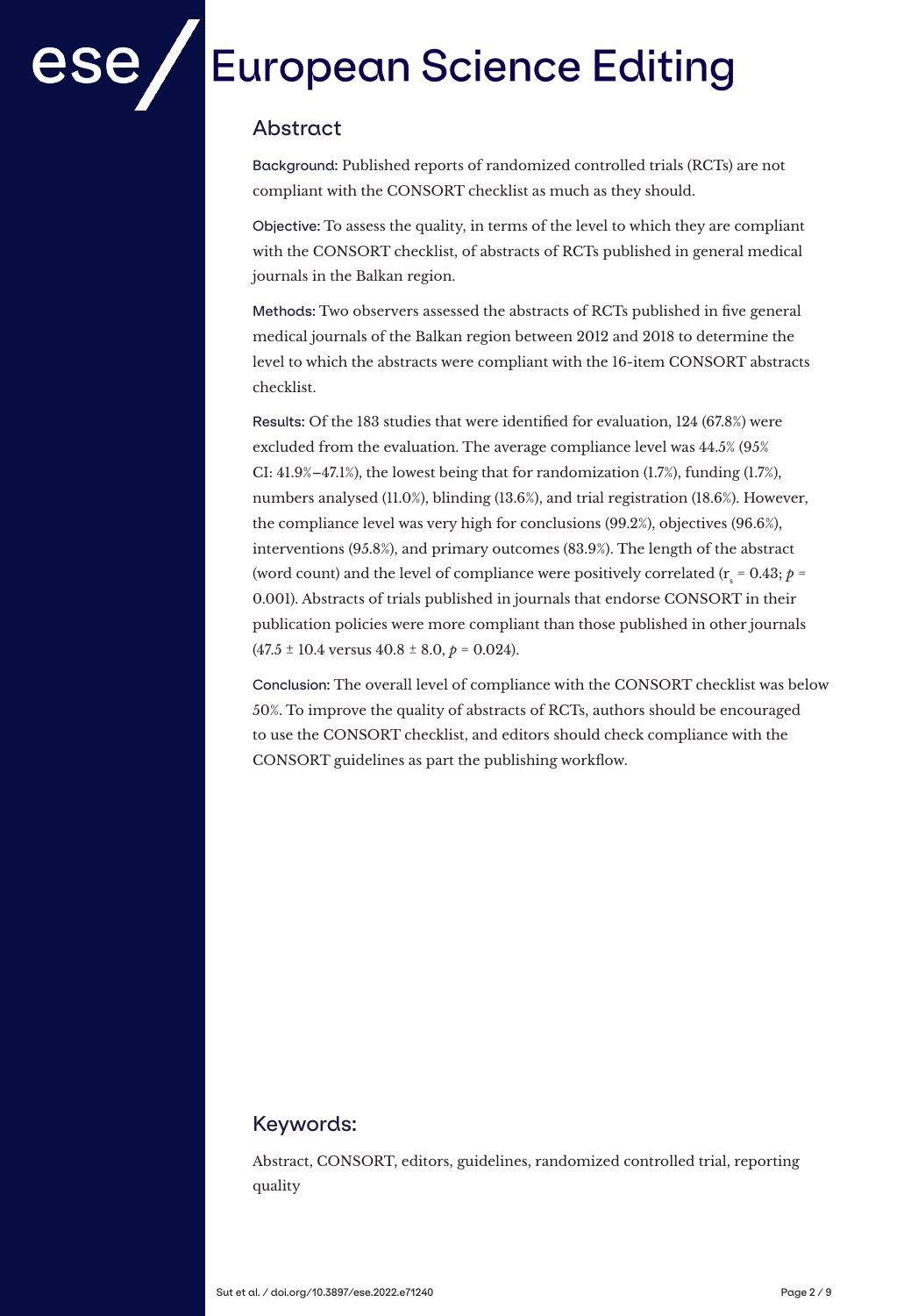## Abstract

**Background:** Published reports of randomized controlled trials (RCTs) are not compliant with the CONSORT checklist as much as they should.

**Objective:** To assess the quality, in terms of the level to which they are compliant with the CONSORT checklist, of abstracts of RCTs published in general medical journals in the Balkan region.

**Methods:** Two observers assessed the abstracts of RCTs published in five general medical journals of the Balkan region between 2012 and 2018 to determine the level to which the abstracts were compliant with the 16-item CONSORT abstracts checklist.

**Results:** Of the 183 studies that were identified for evaluation, 124 (67.8%) were excluded from the evaluation. The average compliance level was 44.5% (95% CI: 41.9%–47.1%), the lowest being that for randomization (1.7%), funding (1.7%), numbers analysed (11.0%), blinding (13.6%), and trial registration (18.6%). However, the compliance level was very high for conclusions (99.2%), objectives (96.6%), interventions (95.8%), and primary outcomes (83.9%). The length of the abstract (word count) and the level of compliance were positively correlated ($r_s = 0.43$; $p = 0.001$). Abstracts of trials published in journals that endorse CONSORT in their publication policies were more compliant than those published in other journals ($47.5 \pm 10.4$ versus $40.8 \pm 8.0$, $p = 0.024$).

**Conclusion:** The overall level of compliance with the CONSORT checklist was below 50%. To improve the quality of abstracts of RCTs, authors should be encouraged to use the CONSORT checklist, and editors should check compliance with the CONSORT guidelines as part the publishing workflow.

## Keywords:

Abstract, CONSORT, editors, guidelines, randomized controlled trial, reporting quality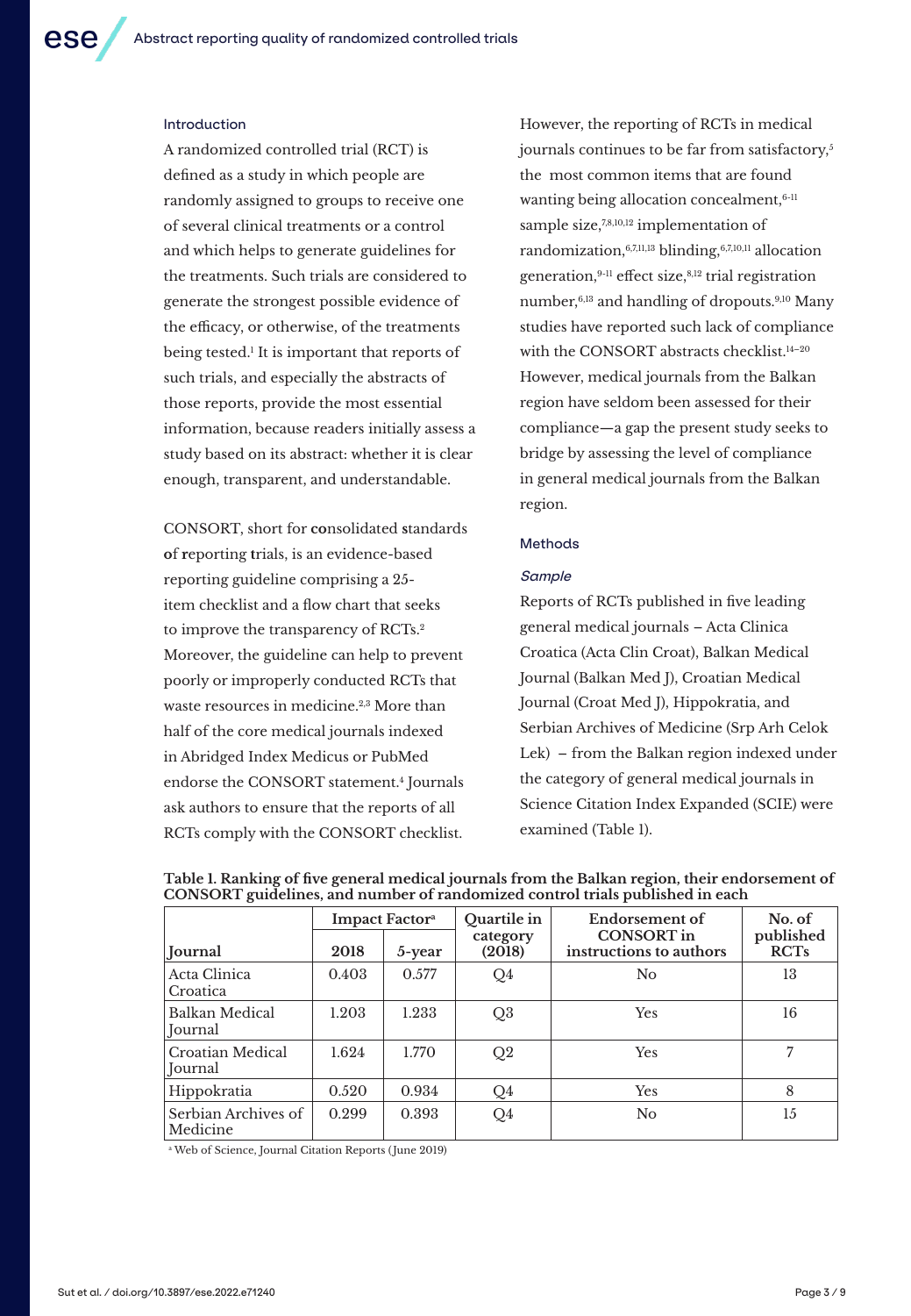## Introduction

A randomized controlled trial (RCT) is defined as a study in which people are randomly assigned to groups to receive one of several clinical treatments or a control and which helps to generate guidelines for the treatments. Such trials are considered to generate the strongest possible evidence of the efficacy, or otherwise, of the treatments being tested.[1] It is important that reports of such trials, and especially the abstracts of those reports, provide the most essential information, because readers initially assess a study based on its abstract: whether it is clear enough, transparent, and understandable.

CONSORT, short for **co**nsolidated **s**tandards **o**f **r**eporting **t**rials, is an evidence-based reporting guideline comprising a 25-item checklist and a flow chart that seeks to improve the transparency of RCTs.[2] Moreover, the guideline can help to prevent poorly or improperly conducted RCTs that waste resources in medicine.[2,3] More than half of the core medical journals indexed in Abridged Index Medicus or PubMed endorse the CONSORT statement.[4] Journals ask authors to ensure that the reports of all RCTs comply with the CONSORT checklist. However, the reporting of RCTs in medical journals continues to be far from satisfactory,[5] the most common items that are found wanting being allocation concealment,[6-11] sample size,[7,8,10,12] implementation of randomization,[6,7,11,13] blinding,[6,7,10,11] allocation generation,[9-11] effect size,[8,12] trial registration number,[6,13] and handling of dropouts.[9,10] Many studies have reported such lack of compliance with the CONSORT abstracts checklist.[14–20] However, medical journals from the Balkan region have seldom been assessed for their compliance—a gap the present study seeks to bridge by assessing the level of compliance in general medical journals from the Balkan region.

## Methods

### *Sample*

Reports of RCTs published in five leading general medical journals – Acta Clinica Croatica (Acta Clin Croat), Balkan Medical Journal (Balkan Med J), Croatian Medical Journal (Croat Med J), Hippokratia, and Serbian Archives of Medicine (Srp Arh Celok Lek) – from the Balkan region indexed under the category of general medical journals in Science Citation Index Expanded (SCIE) were examined (Table 1).

**Table 1. Ranking of five general medical journals from the Balkan region, their endorsement of CONSORT guidelines, and number of randomized control trials published in each**

| Journal | Impact Factor[a] | | Quartile in category (2018) | Endorsement of CONSORT in instructions to authors | No. of published RCTs |
|---|---|---|---|---|---|
| | 2018 | 5-year | | | |
| Acta Clinica Croatica | 0.403 | 0.577 | Q4 | No | 13 |
| Balkan Medical Journal | 1.203 | 1.233 | Q3 | Yes | 16 |
| Croatian Medical Journal | 1.624 | 1.770 | Q2 | Yes | 7 |
| Hippokratia | 0.520 | 0.934 | Q4 | Yes | 8 |
| Serbian Archives of Medicine | 0.299 | 0.393 | Q4 | No | 15 |

[a] Web of Science, Journal Citation Reports (June 2019)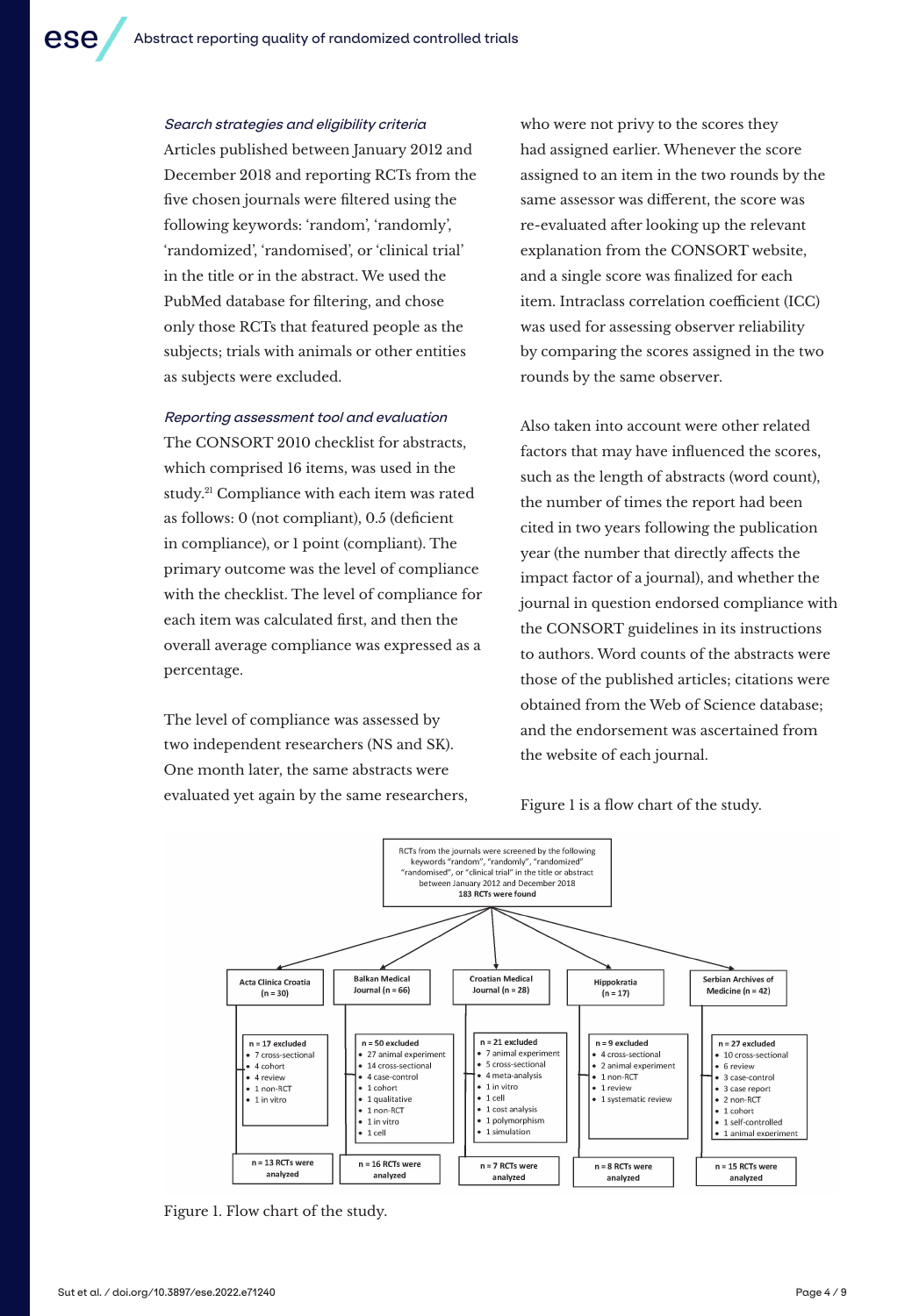*Search strategies and eligibility criteria*

Articles published between January 2012 and December 2018 and reporting RCTs from the five chosen journals were filtered using the following keywords: 'random', 'randomly', 'randomized', 'randomised', or 'clinical trial' in the title or in the abstract. We used the PubMed database for filtering, and chose only those RCTs that featured people as the subjects; trials with animals or other entities as subjects were excluded.

*Reporting assessment tool and evaluation*

The CONSORT 2010 checklist for abstracts, which comprised 16 items, was used in the study.[21] Compliance with each item was rated as follows: 0 (not compliant), 0.5 (deficient in compliance), or 1 point (compliant). The primary outcome was the level of compliance with the checklist. The level of compliance for each item was calculated first, and then the overall average compliance was expressed as a percentage.

The level of compliance was assessed by two independent researchers (NS and SK). One month later, the same abstracts were evaluated yet again by the same researchers, who were not privy to the scores they had assigned earlier. Whenever the score assigned to an item in the two rounds by the same assessor was different, the score was re-evaluated after looking up the relevant explanation from the CONSORT website, and a single score was finalized for each item. Intraclass correlation coefficient (ICC) was used for assessing observer reliability by comparing the scores assigned in the two rounds by the same observer.

Also taken into account were other related factors that may have influenced the scores, such as the length of abstracts (word count), the number of times the report had been cited in two years following the publication year (the number that directly affects the impact factor of a journal), and whether the journal in question endorsed compliance with the CONSORT guidelines in its instructions to authors. Word counts of the abstracts were those of the published articles; citations were obtained from the Web of Science database; and the endorsement was ascertained from the website of each journal.

Figure 1 is a flow chart of the study.

RCTs from the journals were screened by the following keywords "random", "randomly", "randomized" "randomised", or "clinical trial" in the title or abstract between January 2012 and December 2018
**183 RCTs were found**

- **Acta Clinica Croatia (n = 30)**
  - n = 17 excluded: 7 cross-sectional; 4 cohort; 4 review; 1 non-RCT; 1 in vitro
  - n = 13 RCTs were analyzed
- **Balkan Medical Journal (n = 66)**
  - n = 50 excluded: 27 animal experiment; 14 cross-sectional; 4 case-control; 1 cohort; 1 qualitative; 1 non-RCT; 1 in vitro; 1 cell
  - n = 16 RCTs were analyzed
- **Croatian Medical Journal (n = 28)**
  - n = 21 excluded: 7 animal experiment; 5 cross-sectional; 4 meta-analysis; 1 in vitro; 1 cell; 1 cost analysis; 1 polymorphism; 1 simulation
  - n = 7 RCTs were analyzed
- **Hippokratia (n = 17)**
  - n = 9 excluded: 4 cross-sectional; 2 animal experiment; 1 non-RCT; 1 review; 1 systematic review
  - n = 8 RCTs were analyzed
- **Serbian Archives of Medicine (n = 42)**
  - n = 27 excluded: 10 cross-sectional; 6 review; 3 case-control; 3 case report; 2 non-RCT; 1 cohort; 1 self-controlled; 1 animal experiment
  - n = 15 RCTs were analyzed

Figure 1. Flow chart of the study.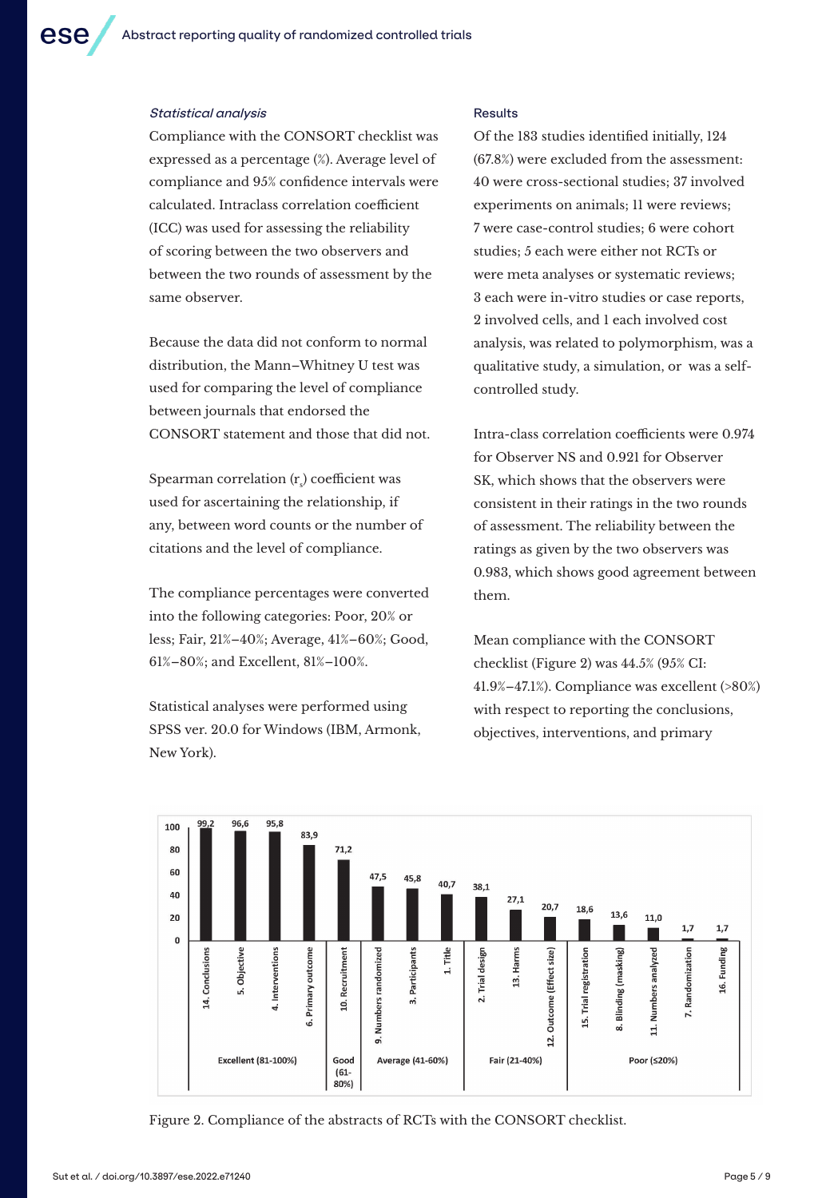### *Statistical analysis*

Compliance with the CONSORT checklist was expressed as a percentage (%). Average level of compliance and 95% confidence intervals were calculated. Intraclass correlation coefficient (ICC) was used for assessing the reliability of scoring between the two observers and between the two rounds of assessment by the same observer.

Because the data did not conform to normal distribution, the Mann–Whitney U test was used for comparing the level of compliance between journals that endorsed the CONSORT statement and those that did not.

Spearman correlation ($r_s$) coefficient was used for ascertaining the relationship, if any, between word counts or the number of citations and the level of compliance.

The compliance percentages were converted into the following categories: Poor, 20% or less; Fair, 21%–40%; Average, 41%–60%; Good, 61%–80%; and Excellent, 81%–100%.

Statistical analyses were performed using SPSS ver. 20.0 for Windows (IBM, Armonk, New York).

### Results

Of the 183 studies identified initially, 124 (67.8%) were excluded from the assessment: 40 were cross-sectional studies; 37 involved experiments on animals; 11 were reviews; 7 were case-control studies; 6 were cohort studies; 5 each were either not RCTs or were meta analyses or systematic reviews; 3 each were in-vitro studies or case reports, 2 involved cells, and 1 each involved cost analysis, was related to polymorphism, was a qualitative study, a simulation, or was a self-controlled study.

Intra-class correlation coefficients were 0.974 for Observer NS and 0.921 for Observer SK, which shows that the observers were consistent in their ratings in the two rounds of assessment. The reliability between the ratings as given by the two observers was 0.983, which shows good agreement between them.

Mean compliance with the CONSORT checklist (Figure 2) was 44.5% (95% CI: 41.9%–47.1%). Compliance was excellent (>80%) with respect to reporting the conclusions, objectives, interventions, and primary

| Category | CONSORT item | Compliance (%) |
|---|---|---|
| Excellent (81-100%) | 14. Conclusions | 99,2 |
| | 5. Objective | 96,6 |
| | 4. Interventions | 95,8 |
| | 6. Primary outcome | 83,9 |
| Good (61-80%) | 10. Recruitment | 71,2 |
| Average (41-60%) | 9. Numbers randomized | 47,5 |
| | 3. Participants | 45,8 |
| | 1. Title | 40,7 |
| Fair (21-40%) | 2. Trial design | 38,1 |
| | 13. Harms | 27,1 |
| | 12. Outcome (Effect size) | 20,7 |
| Poor (≤20%) | 15. Trial registration | 18,6 |
| | 8. Blinding (masking) | 13,6 |
| | 11. Numbers analyzed | 11,0 |
| | 7. Randomization | 1,7 |
| | 16. Funding | 1,7 |

Figure 2. Compliance of the abstracts of RCTs with the CONSORT checklist.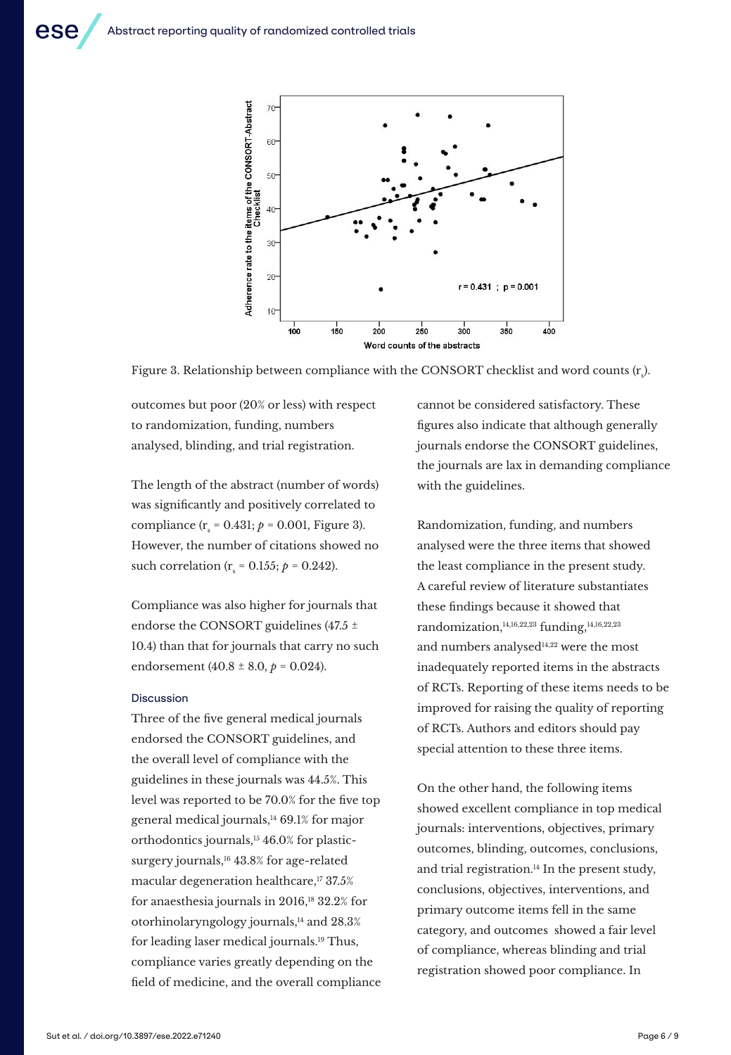Figure 3. Relationship between compliance with the CONSORT checklist and word counts ($r_s$).

outcomes but poor (20% or less) with respect to randomization, funding, numbers analysed, blinding, and trial registration.

The length of the abstract (number of words) was significantly and positively correlated to compliance ($r_s$ = 0.431; $p$ = 0.001, Figure 3). However, the number of citations showed no such correlation ($r_s$ = 0.155; $p$ = 0.242).

Compliance was also higher for journals that endorse the CONSORT guidelines (47.5 ± 10.4) than that for journals that carry no such endorsement (40.8 ± 8.0, $p$ = 0.024).

## Discussion

Three of the five general medical journals endorsed the CONSORT guidelines, and the overall level of compliance with the guidelines in these journals was 44.5%. This level was reported to be 70.0% for the five top general medical journals,[14] 69.1% for major orthodontics journals,[15] 46.0% for plastic-surgery journals,[16] 43.8% for age-related macular degeneration healthcare,[17] 37.5% for anaesthesia journals in 2016,[18] 32.2% for otorhinolaryngology journals,[14] and 28.3% for leading laser medical journals.[19] Thus, compliance varies greatly depending on the field of medicine, and the overall compliance cannot be considered satisfactory. These figures also indicate that although generally journals endorse the CONSORT guidelines, the journals are lax in demanding compliance with the guidelines.

Randomization, funding, and numbers analysed were the three items that showed the least compliance in the present study. A careful review of literature substantiates these findings because it showed that randomization,[14,16,22,23] funding,[14,16,22,23] and numbers analysed[14,22] were the most inadequately reported items in the abstracts of RCTs. Reporting of these items needs to be improved for raising the quality of reporting of RCTs. Authors and editors should pay special attention to these three items.

On the other hand, the following items showed excellent compliance in top medical journals: interventions, objectives, primary outcomes, blinding, outcomes, conclusions, and trial registration.[14] In the present study, conclusions, objectives, interventions, and primary outcome items fell in the same category, and outcomes showed a fair level of compliance, whereas blinding and trial registration showed poor compliance. In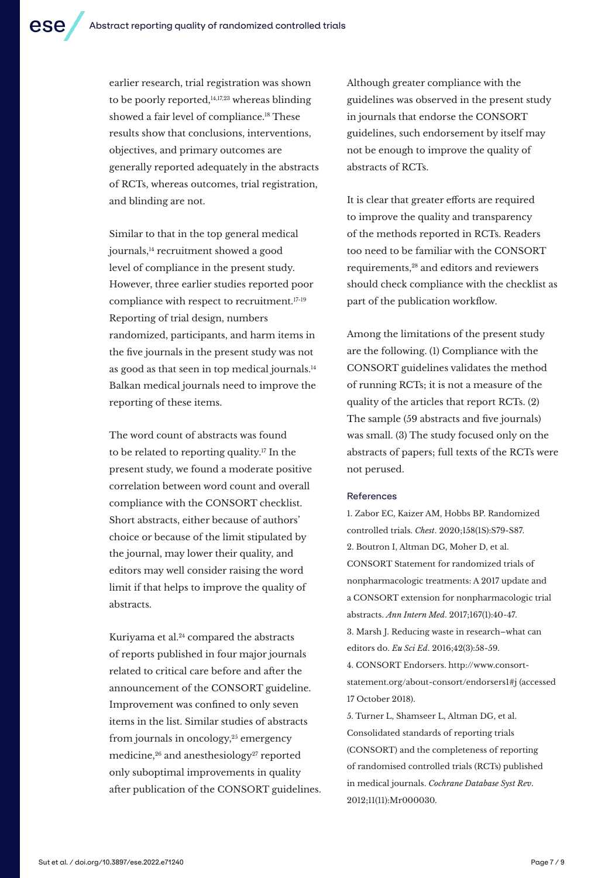earlier research, trial registration was shown to be poorly reported,[14,17,23] whereas blinding showed a fair level of compliance.[18] These results show that conclusions, interventions, objectives, and primary outcomes are generally reported adequately in the abstracts of RCTs, whereas outcomes, trial registration, and blinding are not.

Similar to that in the top general medical journals,[14] recruitment showed a good level of compliance in the present study. However, three earlier studies reported poor compliance with respect to recruitment.[17-19] Reporting of trial design, numbers randomized, participants, and harm items in the five journals in the present study was not as good as that seen in top medical journals.[14] Balkan medical journals need to improve the reporting of these items.

The word count of abstracts was found to be related to reporting quality.[17] In the present study, we found a moderate positive correlation between word count and overall compliance with the CONSORT checklist. Short abstracts, either because of authors' choice or because of the limit stipulated by the journal, may lower their quality, and editors may well consider raising the word limit if that helps to improve the quality of abstracts.

Kuriyama et al.[24] compared the abstracts of reports published in four major journals related to critical care before and after the announcement of the CONSORT guideline. Improvement was confined to only seven items in the list. Similar studies of abstracts from journals in oncology,[25] emergency medicine,[26] and anesthesiology[27] reported only suboptimal improvements in quality after publication of the CONSORT guidelines. Although greater compliance with the guidelines was observed in the present study in journals that endorse the CONSORT guidelines, such endorsement by itself may not be enough to improve the quality of abstracts of RCTs.

It is clear that greater efforts are required to improve the quality and transparency of the methods reported in RCTs. Readers too need to be familiar with the CONSORT requirements,[28] and editors and reviewers should check compliance with the checklist as part of the publication workflow.

Among the limitations of the present study are the following. (1) Compliance with the CONSORT guidelines validates the method of running RCTs; it is not a measure of the quality of the articles that report RCTs. (2) The sample (59 abstracts and five journals) was small. (3) The study focused only on the abstracts of papers; full texts of the RCTs were not perused.

## References

1. Zabor EC, Kaizer AM, Hobbs BP. Randomized controlled trials. *Chest*. 2020;158(1S):S79-S87.
2. Boutron I, Altman DG, Moher D, et al. CONSORT Statement for randomized trials of nonpharmacologic treatments: A 2017 update and a CONSORT extension for nonpharmacologic trial abstracts. *Ann Intern Med*. 2017;167(1):40-47.
3. Marsh J. Reducing waste in research–what can editors do. *Eu Sci Ed*. 2016;42(3):58-59.
4. CONSORT Endorsers. http://www.consort-statement.org/about-consort/endorsers1#j (accessed 17 October 2018).
5. Turner L, Shamseer L, Altman DG, et al. Consolidated standards of reporting trials (CONSORT) and the completeness of reporting of randomised controlled trials (RCTs) published in medical journals. *Cochrane Database Syst Rev*. 2012;11(11):Mr000030.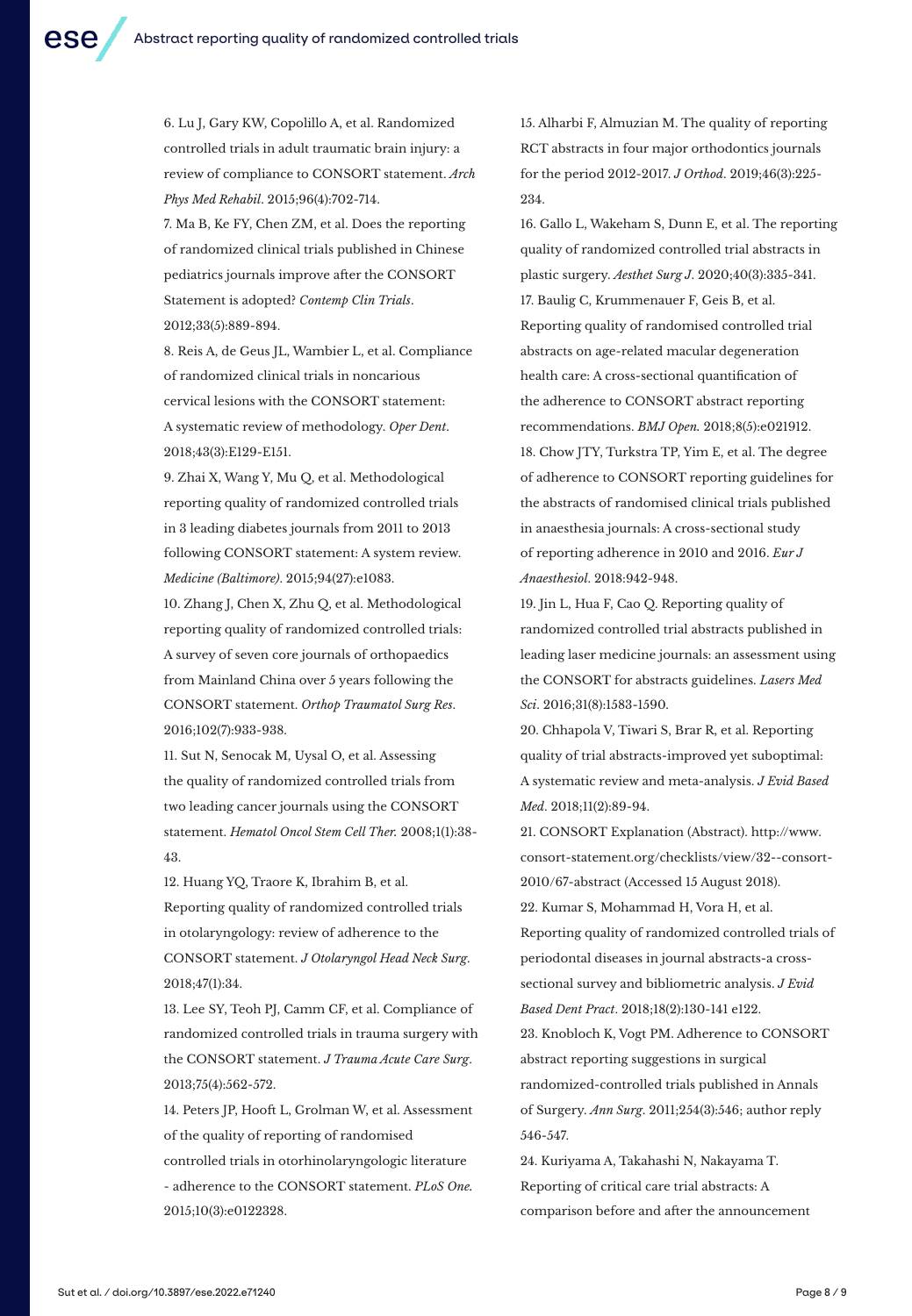6. Lu J, Gary KW, Copolillo A, et al. Randomized controlled trials in adult traumatic brain injury: a review of compliance to CONSORT statement. *Arch Phys Med Rehabil*. 2015;96(4):702-714.

7. Ma B, Ke FY, Chen ZM, et al. Does the reporting of randomized clinical trials published in Chinese pediatrics journals improve after the CONSORT Statement is adopted? *Contemp Clin Trials*. 2012;33(5):889-894.

8. Reis A, de Geus JL, Wambier L, et al. Compliance of randomized clinical trials in noncarious cervical lesions with the CONSORT statement: A systematic review of methodology. *Oper Dent*. 2018;43(3):E129-E151.

9. Zhai X, Wang Y, Mu Q, et al. Methodological reporting quality of randomized controlled trials in 3 leading diabetes journals from 2011 to 2013 following CONSORT statement: A system review. *Medicine (Baltimore)*. 2015;94(27):e1083.

10. Zhang J, Chen X, Zhu Q, et al. Methodological reporting quality of randomized controlled trials: A survey of seven core journals of orthopaedics from Mainland China over 5 years following the CONSORT statement. *Orthop Traumatol Surg Res*. 2016;102(7):933-938.

11. Sut N, Senocak M, Uysal O, et al. Assessing the quality of randomized controlled trials from two leading cancer journals using the CONSORT statement. *Hematol Oncol Stem Cell Ther.* 2008;1(1):38-43.

12. Huang YQ, Traore K, Ibrahim B, et al. Reporting quality of randomized controlled trials in otolaryngology: review of adherence to the CONSORT statement. *J Otolaryngol Head Neck Surg*. 2018;47(1):34.

13. Lee SY, Teoh PJ, Camm CF, et al. Compliance of randomized controlled trials in trauma surgery with the CONSORT statement. *J Trauma Acute Care Surg*. 2013;75(4):562-572.

14. Peters JP, Hooft L, Grolman W, et al. Assessment of the quality of reporting of randomised controlled trials in otorhinolaryngologic literature - adherence to the CONSORT statement. *PLoS One.* 2015;10(3):e0122328.

15. Alharbi F, Almuzian M. The quality of reporting RCT abstracts in four major orthodontics journals for the period 2012-2017. *J Orthod*. 2019;46(3):225-234.

16. Gallo L, Wakeham S, Dunn E, et al. The reporting quality of randomized controlled trial abstracts in plastic surgery. *Aesthet Surg J*. 2020;40(3):335-341.

17. Baulig C, Krummenauer F, Geis B, et al. Reporting quality of randomised controlled trial abstracts on age-related macular degeneration health care: A cross-sectional quantification of the adherence to CONSORT abstract reporting recommendations. *BMJ Open.* 2018;8(5):e021912.

18. Chow JTY, Turkstra TP, Yim E, et al. The degree of adherence to CONSORT reporting guidelines for the abstracts of randomised clinical trials published in anaesthesia journals: A cross-sectional study of reporting adherence in 2010 and 2016. *Eur J Anaesthesiol*. 2018:942-948.

19. Jin L, Hua F, Cao Q. Reporting quality of randomized controlled trial abstracts published in leading laser medicine journals: an assessment using the CONSORT for abstracts guidelines. *Lasers Med Sci*. 2016;31(8):1583-1590.

20. Chhapola V, Tiwari S, Brar R, et al. Reporting quality of trial abstracts-improved yet suboptimal: A systematic review and meta-analysis. *J Evid Based Med*. 2018;11(2):89-94.

21. CONSORT Explanation (Abstract). http://www.consort-statement.org/checklists/view/32--consort-2010/67-abstract (Accessed 15 August 2018).

22. Kumar S, Mohammad H, Vora H, et al. Reporting quality of randomized controlled trials of periodontal diseases in journal abstracts-a cross-sectional survey and bibliometric analysis. *J Evid Based Dent Pract*. 2018;18(2):130-141 e122.

23. Knobloch K, Vogt PM. Adherence to CONSORT abstract reporting suggestions in surgical randomized-controlled trials published in Annals of Surgery. *Ann Surg*. 2011;254(3):546; author reply 546-547.

24. Kuriyama A, Takahashi N, Nakayama T. Reporting of critical care trial abstracts: A comparison before and after the announcement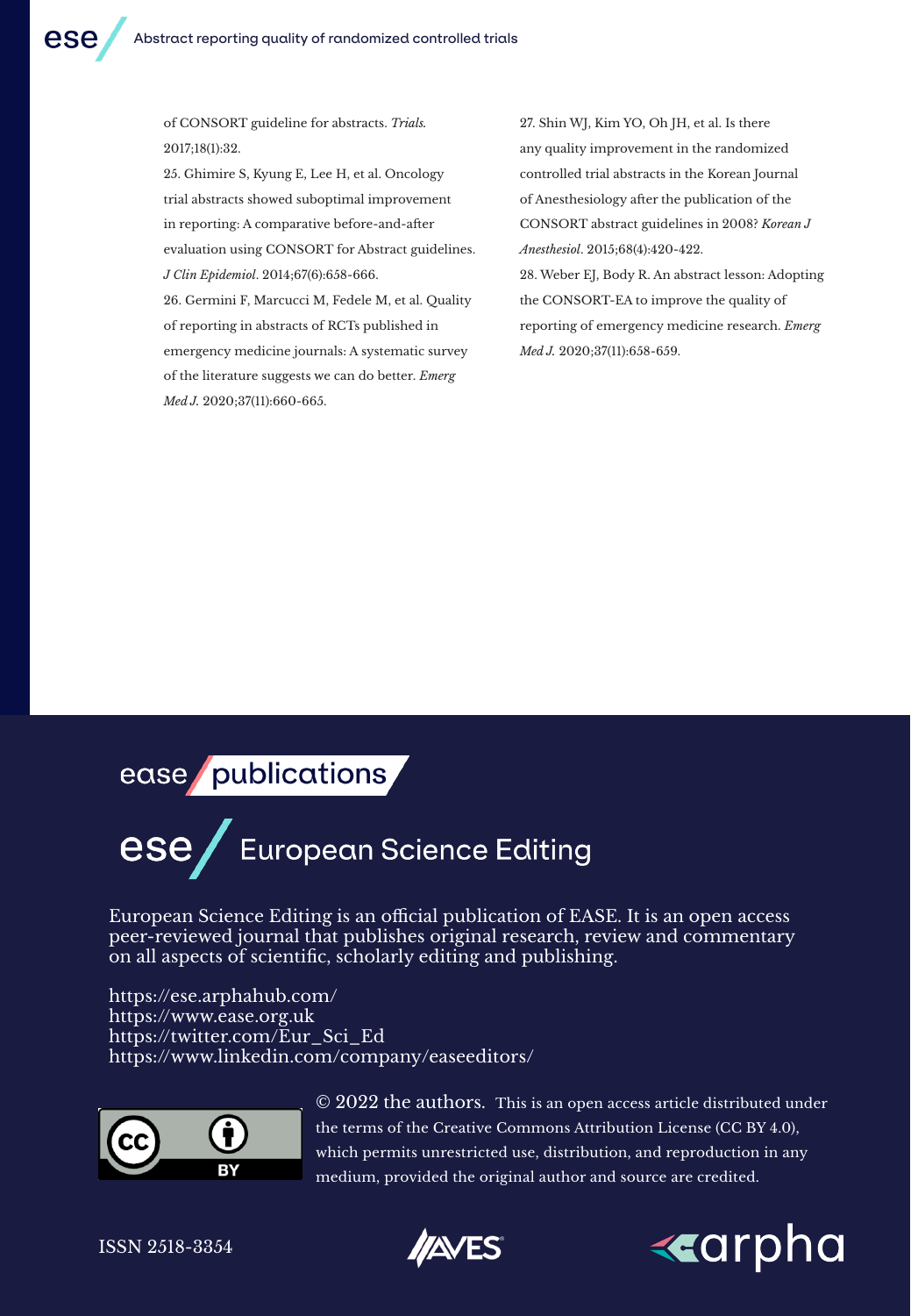of CONSORT guideline for abstracts. *Trials*. 2017;18(1):32.

25. Ghimire S, Kyung E, Lee H, et al. Oncology trial abstracts showed suboptimal improvement in reporting: A comparative before-and-after evaluation using CONSORT for Abstract guidelines. *J Clin Epidemiol*. 2014;67(6):658-666.

26. Germini F, Marcucci M, Fedele M, et al. Quality of reporting in abstracts of RCTs published in emergency medicine journals: A systematic survey of the literature suggests we can do better. *Emerg Med J*. 2020;37(11):660-665.

27. Shin WJ, Kim YO, Oh JH, et al. Is there any quality improvement in the randomized controlled trial abstracts in the Korean Journal of Anesthesiology after the publication of the CONSORT abstract guidelines in 2008? *Korean J Anesthesiol*. 2015;68(4):420-422.

28. Weber EJ, Body R. An abstract lesson: Adopting the CONSORT-EA to improve the quality of reporting of emergency medicine research. *Emerg Med J*. 2020;37(11):658-659.

ease publications

ese European Science Editing

European Science Editing is an official publication of EASE. It is an open access peer-reviewed journal that publishes original research, review and commentary on all aspects of scientific, scholarly editing and publishing.

https://ese.arphahub.com/
https://www.ease.org.uk
https://twitter.com/Eur_Sci_Ed
https://www.linkedin.com/company/easeeditors/

© 2022 the authors. This is an open access article distributed under the terms of the Creative Commons Attribution License (CC BY 4.0), which permits unrestricted use, distribution, and reproduction in any medium, provided the original author and source are credited.

ISSN 2518-3354